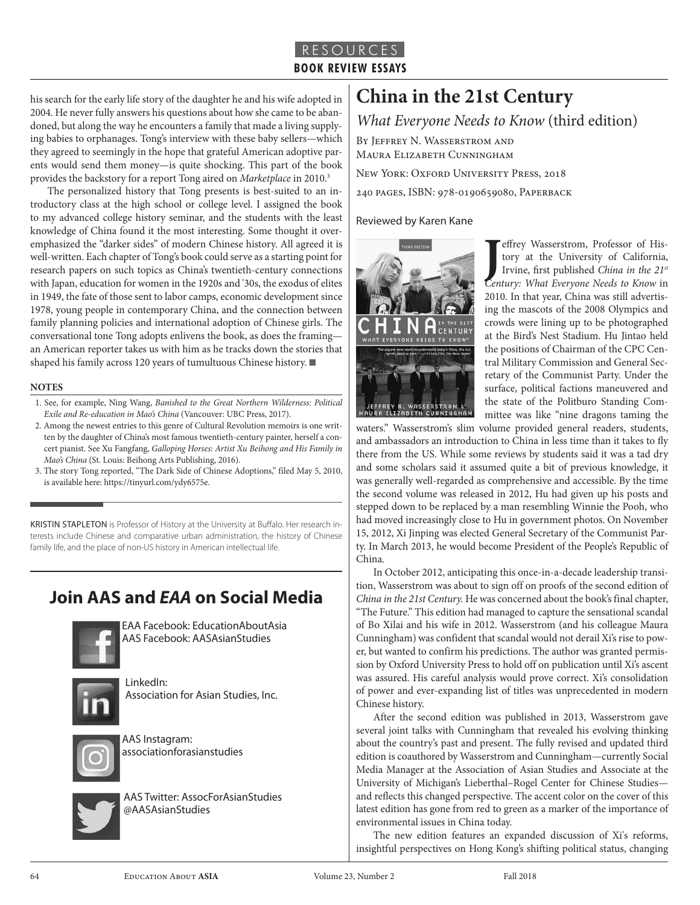his search for the early life story of the daughter he and his wife adopted in 2004. He never fully answers his questions about how she came to be abandoned, but along the way he encounters a family that made a living supplying babies to orphanages. Tong's interview with these baby sellers—which they agreed to seemingly in the hope that grateful American adoptive parents would send them money—is quite shocking. This part of the book provides the backstory for a report Tong aired on *Marketplace* in 2010.[3]

The personalized history that Tong presents is best-suited to an introductory class at the high school or college level. I assigned the book to my advanced college history seminar, and the students with the least knowledge of China found it the most interesting. Some thought it overemphasized the "darker sides" of modern Chinese history. All agreed it is well-written. Each chapter of Tong's book could serve as a starting point for research papers on such topics as China's twentieth-century connections with Japan, education for women in the 1920s and '30s, the exodus of elites in 1949, the fate of those sent to labor camps, economic development since 1978, young people in contemporary China, and the connection between family planning policies and international adoption of Chinese girls. The conversational tone Tong adopts enlivens the book, as does the framing—an American reporter takes us with him as he tracks down the stories that shaped his family across 120 years of tumultuous Chinese history. ■

**NOTES**

1. See, for example, Ning Wang, *Banished to the Great Northern Wilderness: Political Exile and Re-education in Mao's China* (Vancouver: UBC Press, 2017).
2. Among the newest entries to this genre of Cultural Revolution memoirs is one written by the daughter of China's most famous twentieth-century painter, herself a concert pianist. See Xu Fangfang, *Galloping Horses: Artist Xu Beihong and His Family in Mao's China* (St. Louis: Beihong Arts Publishing, 2016).
3. The story Tong reported, "The Dark Side of Chinese Adoptions," filed May 5, 2010, is available here: https://tinyurl.com/ydy6575e.

KRISTIN STAPLETON is Professor of History at the University at Buffalo. Her research interests include Chinese and comparative urban administration, the history of Chinese family life, and the place of non-US history in American intellectual life.

## Join AAS and *EAA* on Social Media

EAA Facebook: EducationAboutAsia
AAS Facebook: AASAsianStudies

LinkedIn:
Association for Asian Studies, Inc.

AAS Instagram:
associationforasianstudies

AAS Twitter: AssocForAsianStudies
@AASAsianStudies

# China in the 21st Century

## *What Everyone Needs to Know* (third edition)

By Jeffrey N. Wasserstrom and Maura Elizabeth Cunningham

New York: Oxford University Press, 2018

240 pages, ISBN: 978-0190659080, Paperback

Reviewed by Karen Kane

Jeffrey Wasserstrom, Professor of History at the University of California, Irvine, first published *China in the 21st Century: What Everyone Needs to Know* in 2010. In that year, China was still advertising the mascots of the 2008 Olympics and crowds were lining up to be photographed at the Bird's Nest Stadium. Hu Jintao held the positions of Chairman of the CPC Central Military Commission and General Secretary of the Communist Party. Under the surface, political factions maneuvered and the state of the Politburo Standing Committee was like "nine dragons taming the waters." Wasserstrom's slim volume provided general readers, students, and ambassadors an introduction to China in less time than it takes to fly there from the US. While some reviews by students said it was a tad dry and some scholars said it assumed quite a bit of previous knowledge, it was generally well-regarded as comprehensive and accessible. By the time the second volume was released in 2012, Hu had given up his posts and stepped down to be replaced by a man resembling Winnie the Pooh, who had moved increasingly close to Hu in government photos. On November 15, 2012, Xi Jinping was elected General Secretary of the Communist Party. In March 2013, he would become President of the People's Republic of China.

In October 2012, anticipating this once-in-a-decade leadership transition, Wasserstrom was about to sign off on proofs of the second edition of *China in the 21st Century.* He was concerned about the book's final chapter, "The Future." This edition had managed to capture the sensational scandal of Bo Xilai and his wife in 2012. Wasserstrom (and his colleague Maura Cunningham) was confident that scandal would not derail Xi's rise to power, but wanted to confirm his predictions. The author was granted permission by Oxford University Press to hold off on publication until Xi's ascent was assured. His careful analysis would prove correct. Xi's consolidation of power and ever-expanding list of titles was unprecedented in modern Chinese history.

After the second edition was published in 2013, Wasserstrom gave several joint talks with Cunningham that revealed his evolving thinking about the country's past and present. The fully revised and updated third edition is coauthored by Wasserstrom and Cunningham—currently Social Media Manager at the Association of Asian Studies and Associate at the University of Michigan's Lieberthal–Rogel Center for Chinese Studies—and reflects this changed perspective. The accent color on the cover of this latest edition has gone from red to green as a marker of the importance of environmental issues in China today.

The new edition features an expanded discussion of Xi's reforms, insightful perspectives on Hong Kong's shifting political status, changing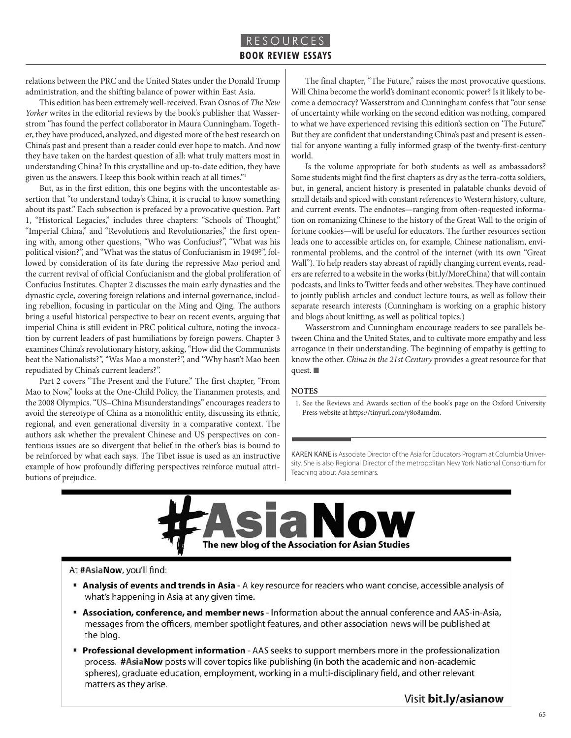relations between the PRC and the United States under the Donald Trump administration, and the shifting balance of power within East Asia.

This edition has been extremely well-received. Evan Osnos of *The New Yorker* writes in the editorial reviews by the book's publisher that Wasserstrom "has found the perfect collaborator in Maura Cunningham. Together, they have produced, analyzed, and digested more of the best research on China's past and present than a reader could ever hope to match. And now they have taken on the hardest question of all: what truly matters most in understanding China? In this crystalline and up-to-date edition, they have given us the answers. I keep this book within reach at all times."[1]

But, as in the first edition, this one begins with the uncontestable assertion that "to understand today's China, it is crucial to know something about its past." Each subsection is prefaced by a provocative question. Part 1, "Historical Legacies," includes three chapters: "Schools of Thought," "Imperial China," and "Revolutions and Revolutionaries," the first opening with, among other questions, "Who was Confucius?", "What was his political vision?", and "What was the status of Confucianism in 1949?", followed by consideration of its fate during the repressive Mao period and the current revival of official Confucianism and the global proliferation of Confucius Institutes. Chapter 2 discusses the main early dynasties and the dynastic cycle, covering foreign relations and internal governance, including rebellion, focusing in particular on the Ming and Qing. The authors bring a useful historical perspective to bear on recent events, arguing that imperial China is still evident in PRC political culture, noting the invocation by current leaders of past humiliations by foreign powers. Chapter 3 examines China's revolutionary history, asking, "How did the Communists beat the Nationalists?", "Was Mao a monster?", and "Why hasn't Mao been repudiated by China's current leaders?".

Part 2 covers "The Present and the Future." The first chapter, "From Mao to Now," looks at the One-Child Policy, the Tiananmen protests, and the 2008 Olympics. "US–China Misunderstandings" encourages readers to avoid the stereotype of China as a monolithic entity, discussing its ethnic, regional, and even generational diversity in a comparative context. The authors ask whether the prevalent Chinese and US perspectives on contentious issues are so divergent that belief in the other's bias is bound to be reinforced by what each says. The Tibet issue is used as an instructive example of how profoundly differing perspectives reinforce mutual attributions of prejudice.

The final chapter, "The Future," raises the most provocative questions. Will China become the world's dominant economic power? Is it likely to become a democracy? Wasserstrom and Cunningham confess that "our sense of uncertainty while working on the second edition was nothing, compared to what we have experienced revising this edition's section on 'The Future.'" But they are confident that understanding China's past and present is essential for anyone wanting a fully informed grasp of the twenty-first-century world.

Is the volume appropriate for both students as well as ambassadors? Some students might find the first chapters as dry as the terra-cotta soldiers, but, in general, ancient history is presented in palatable chunks devoid of small details and spiced with constant references to Western history, culture, and current events. The endnotes—ranging from often-requested information on romanizing Chinese to the history of the Great Wall to the origin of fortune cookies—will be useful for educators. The further resources section leads one to accessible articles on, for example, Chinese nationalism, environmental problems, and the control of the internet (with its own "Great Wall"). To help readers stay abreast of rapidly changing current events, readers are referred to a website in the works (bit.ly/MoreChina) that will contain podcasts, and links to Twitter feeds and other websites. They have continued to jointly publish articles and conduct lecture tours, as well as follow their separate research interests (Cunningham is working on a graphic history and blogs about knitting, as well as political topics.)

Wasserstrom and Cunningham encourage readers to see parallels between China and the United States, and to cultivate more empathy and less arrogance in their understanding. The beginning of empathy is getting to know the other. *China in the 21st Century* provides a great resource for that quest. ■

## NOTES

1. See the Reviews and Awards section of the book's page on the Oxford University Press website at https://tinyurl.com/y8o8amdm.

KAREN KANE is Associate Director of the Asia for Educators Program at Columbia University. She is also Regional Director of the metropolitan New York National Consortium for Teaching about Asia seminars.

# #AsiaNow

**The new blog of the Association for Asian Studies**

At **#AsiaNow**, you'll find:

- **Analysis of events and trends in Asia** - A key resource for readers who want concise, accessible analysis of what's happening in Asia at any given time.
- **Association, conference, and member news** - Information about the annual conference and AAS-in-Asia, messages from the officers, member spotlight features, and other association news will be published at the blog.
- **Professional development information** - AAS seeks to support members more in the professionalization process. **#AsiaNow** posts will cover topics like publishing (in both the academic and non-academic spheres), graduate education, employment, working in a multi-disciplinary field, and other relevant matters as they arise.

Visit **bit.ly/asianow**